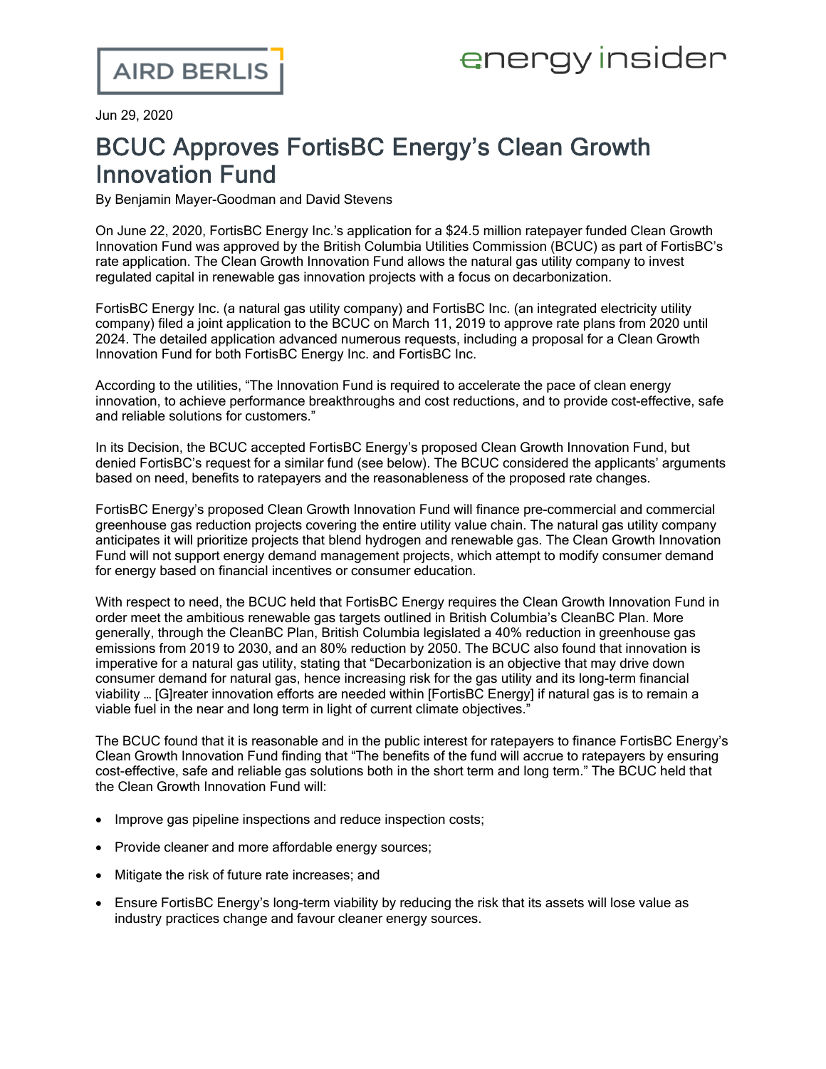Jun 29, 2020

# BCUC Approves FortisBC Energy's Clean Growth Innovation Fund

By Benjamin Mayer-Goodman and David Stevens

On June 22, 2020, FortisBC Energy Inc.'s application for a $24.5 million ratepayer funded Clean Growth Innovation Fund was approved by the British Columbia Utilities Commission (BCUC) as part of FortisBC's rate application. The Clean Growth Innovation Fund allows the natural gas utility company to invest regulated capital in renewable gas innovation projects with a focus on decarbonization.

FortisBC Energy Inc. (a natural gas utility company) and FortisBC Inc. (an integrated electricity utility company) filed a joint application to the BCUC on March 11, 2019 to approve rate plans from 2020 until 2024. The detailed application advanced numerous requests, including a proposal for a Clean Growth Innovation Fund for both FortisBC Energy Inc. and FortisBC Inc.

According to the utilities, "The Innovation Fund is required to accelerate the pace of clean energy innovation, to achieve performance breakthroughs and cost reductions, and to provide cost-effective, safe and reliable solutions for customers."

In its Decision, the BCUC accepted FortisBC Energy's proposed Clean Growth Innovation Fund, but denied FortisBC's request for a similar fund (see below). The BCUC considered the applicants' arguments based on need, benefits to ratepayers and the reasonableness of the proposed rate changes.

FortisBC Energy's proposed Clean Growth Innovation Fund will finance pre-commercial and commercial greenhouse gas reduction projects covering the entire utility value chain. The natural gas utility company anticipates it will prioritize projects that blend hydrogen and renewable gas. The Clean Growth Innovation Fund will not support energy demand management projects, which attempt to modify consumer demand for energy based on financial incentives or consumer education.

With respect to need, the BCUC held that FortisBC Energy requires the Clean Growth Innovation Fund in order meet the ambitious renewable gas targets outlined in British Columbia's CleanBC Plan. More generally, through the CleanBC Plan, British Columbia legislated a 40% reduction in greenhouse gas emissions from 2019 to 2030, and an 80% reduction by 2050. The BCUC also found that innovation is imperative for a natural gas utility, stating that "Decarbonization is an objective that may drive down consumer demand for natural gas, hence increasing risk for the gas utility and its long-term financial viability … [G]reater innovation efforts are needed within [FortisBC Energy] if natural gas is to remain a viable fuel in the near and long term in light of current climate objectives."

The BCUC found that it is reasonable and in the public interest for ratepayers to finance FortisBC Energy's Clean Growth Innovation Fund finding that "The benefits of the fund will accrue to ratepayers by ensuring cost-effective, safe and reliable gas solutions both in the short term and long term." The BCUC held that the Clean Growth Innovation Fund will:

- Improve gas pipeline inspections and reduce inspection costs;
- Provide cleaner and more affordable energy sources;
- Mitigate the risk of future rate increases; and
- Ensure FortisBC Energy's long-term viability by reducing the risk that its assets will lose value as industry practices change and favour cleaner energy sources.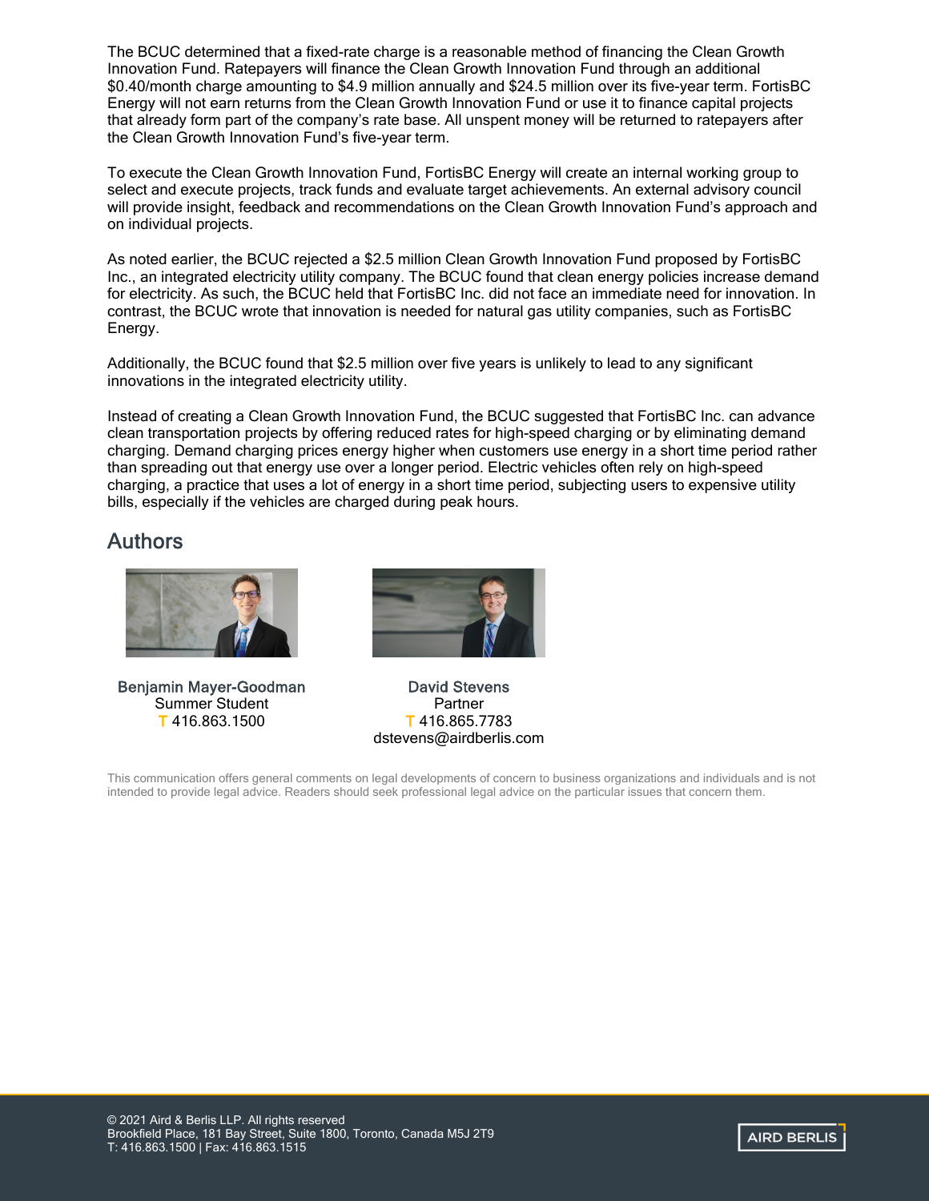The BCUC determined that a fixed-rate charge is a reasonable method of financing the Clean Growth Innovation Fund. Ratepayers will finance the Clean Growth Innovation Fund through an additional $0.40/month charge amounting to $4.9 million annually and $24.5 million over its five-year term. FortisBC Energy will not earn returns from the Clean Growth Innovation Fund or use it to finance capital projects that already form part of the company's rate base. All unspent money will be returned to ratepayers after the Clean Growth Innovation Fund's five-year term.

To execute the Clean Growth Innovation Fund, FortisBC Energy will create an internal working group to select and execute projects, track funds and evaluate target achievements. An external advisory council will provide insight, feedback and recommendations on the Clean Growth Innovation Fund's approach and on individual projects.

As noted earlier, the BCUC rejected a $2.5 million Clean Growth Innovation Fund proposed by FortisBC Inc., an integrated electricity utility company. The BCUC found that clean energy policies increase demand for electricity. As such, the BCUC held that FortisBC Inc. did not face an immediate need for innovation. In contrast, the BCUC wrote that innovation is needed for natural gas utility companies, such as FortisBC Energy.

Additionally, the BCUC found that $2.5 million over five years is unlikely to lead to any significant innovations in the integrated electricity utility.

Instead of creating a Clean Growth Innovation Fund, the BCUC suggested that FortisBC Inc. can advance clean transportation projects by offering reduced rates for high-speed charging or by eliminating demand charging. Demand charging prices energy higher when customers use energy in a short time period rather than spreading out that energy use over a longer period. Electric vehicles often rely on high-speed charging, a practice that uses a lot of energy in a short time period, subjecting users to expensive utility bills, especially if the vehicles are charged during peak hours.

## Authors

Benjamin Mayer-Goodman
Summer Student
T 416.863.1500

David Stevens
Partner
T 416.865.7783
dstevens@airdberlis.com

This communication offers general comments on legal developments of concern to business organizations and individuals and is not intended to provide legal advice. Readers should seek professional legal advice on the particular issues that concern them.

© 2021 Aird & Berlis LLP. All rights reserved
Brookfield Place, 181 Bay Street, Suite 1800, Toronto, Canada M5J 2T9
T: 416.863.1500 | Fax: 416.863.1515